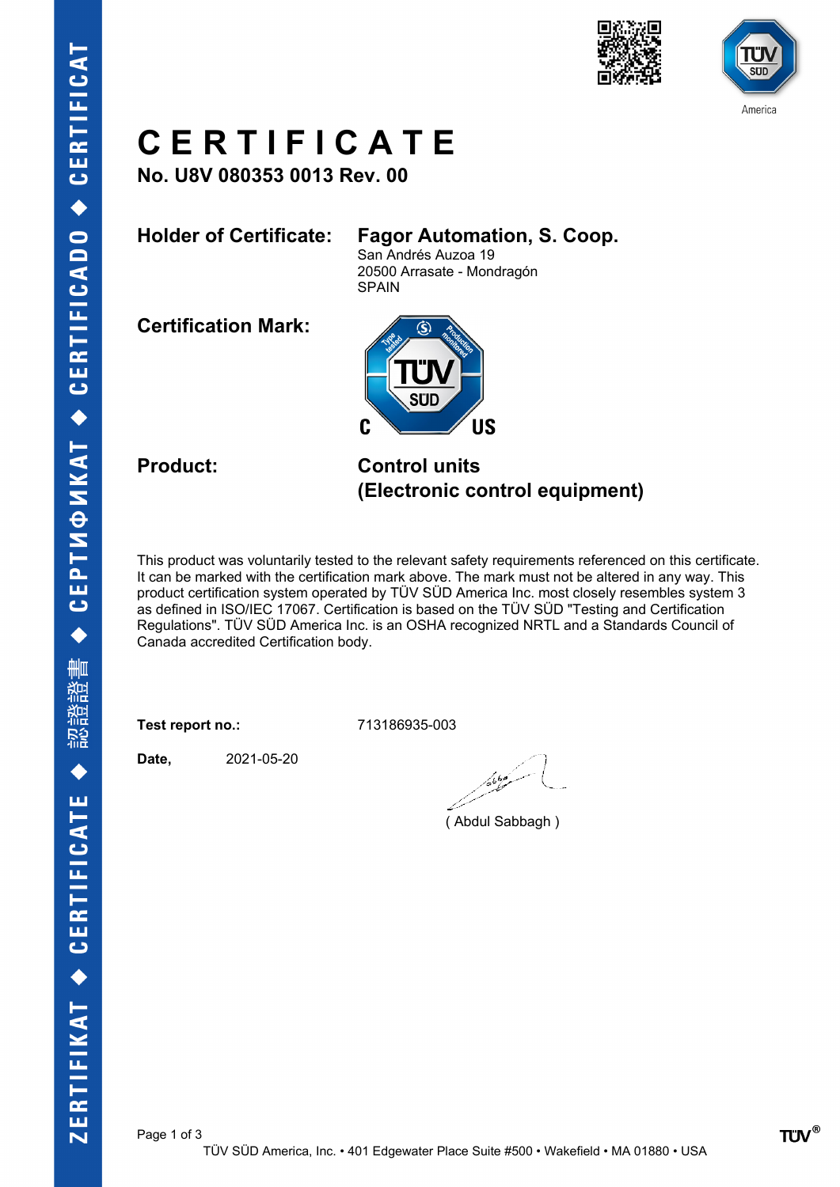# CERTIFICATE

**No. U8V 080353 0013 Rev. 00**

**Holder of Certificate:** **Fagor Automation, S. Coop.**
San Andrés Auzoa 19
20500 Arrasate - Mondragón
SPAIN

**Certification Mark:**

**Product:** **Control units**
**(Electronic control equipment)**

This product was voluntarily tested to the relevant safety requirements referenced on this certificate. It can be marked with the certification mark above. The mark must not be altered in any way. This product certification system operated by TÜV SÜD America Inc. most closely resembles system 3 as defined in ISO/IEC 17067. Certification is based on the TÜV SÜD "Testing and Certification Regulations". TÜV SÜD America Inc. is an OSHA recognized NRTL and a Standards Council of Canada accredited Certification body.

**Test report no.:** 713186935-003

**Date,** 2021-05-20

( Abdul Sabbagh )

TÜV SÜD America, Inc. • 401 Edgewater Place Suite #500 • Wakefield • MA 01880 • USA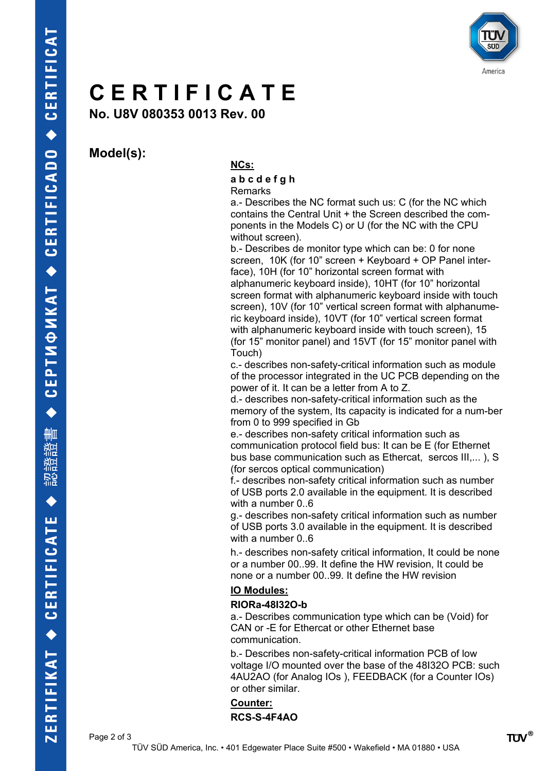# CERTIFICATE

**No. U8V 080353 0013 Rev. 00**

**Model(s):**

**NCs:**

**a b c d e f g h**

Remarks

a.- Describes the NC format such us: C (for the NC which contains the Central Unit + the Screen described the components in the Models C) or U (for the NC with the CPU without screen).

b.- Describes de monitor type which can be: 0 for none screen, 10K (for 10" screen + Keyboard + OP Panel interface), 10H (for 10" horizontal screen format with alphanumeric keyboard inside), 10HT (for 10" horizontal screen format with alphanumeric keyboard inside with touch screen), 10V (for 10" vertical screen format with alphanumeric keyboard inside), 10VT (for 10" vertical screen format with alphanumeric keyboard inside with touch screen), 15 (for 15" monitor panel) and 15VT (for 15" monitor panel with Touch)

c.- describes non-safety-critical information such as module of the processor integrated in the UC PCB depending on the power of it. It can be a letter from A to Z.

d.- describes non-safety-critical information such as the memory of the system, Its capacity is indicated for a num-ber from 0 to 999 specified in Gb

e.- describes non-safety critical information such as communication protocol field bus: It can be E (for Ethernet bus base communication such as Ethercat, sercos III,... ), S (for sercos optical communication)

f.- describes non-safety critical information such as number of USB ports 2.0 available in the equipment. It is described with a number 0..6

g.- describes non-safety critical information such as number of USB ports 3.0 available in the equipment. It is described with a number 0..6

h.- describes non-safety critical information, It could be none or a number 00..99. It define the HW revision, It could be none or a number 00..99. It define the HW revision

**IO Modules:**

**RIORa-48I32O-b**

a.- Describes communication type which can be (Void) for CAN or -E for Ethercat or other Ethernet base communication.

b.- Describes non-safety-critical information PCB of low voltage I/O mounted over the base of the 48I32O PCB: such 4AU2AO (for Analog IOs ), FEEDBACK (for a Counter IOs) or other similar.

**Counter:**

**RCS-S-4F4AO**

TÜV SÜD America, Inc. • 401 Edgewater Place Suite #500 • Wakefield • MA 01880 • USA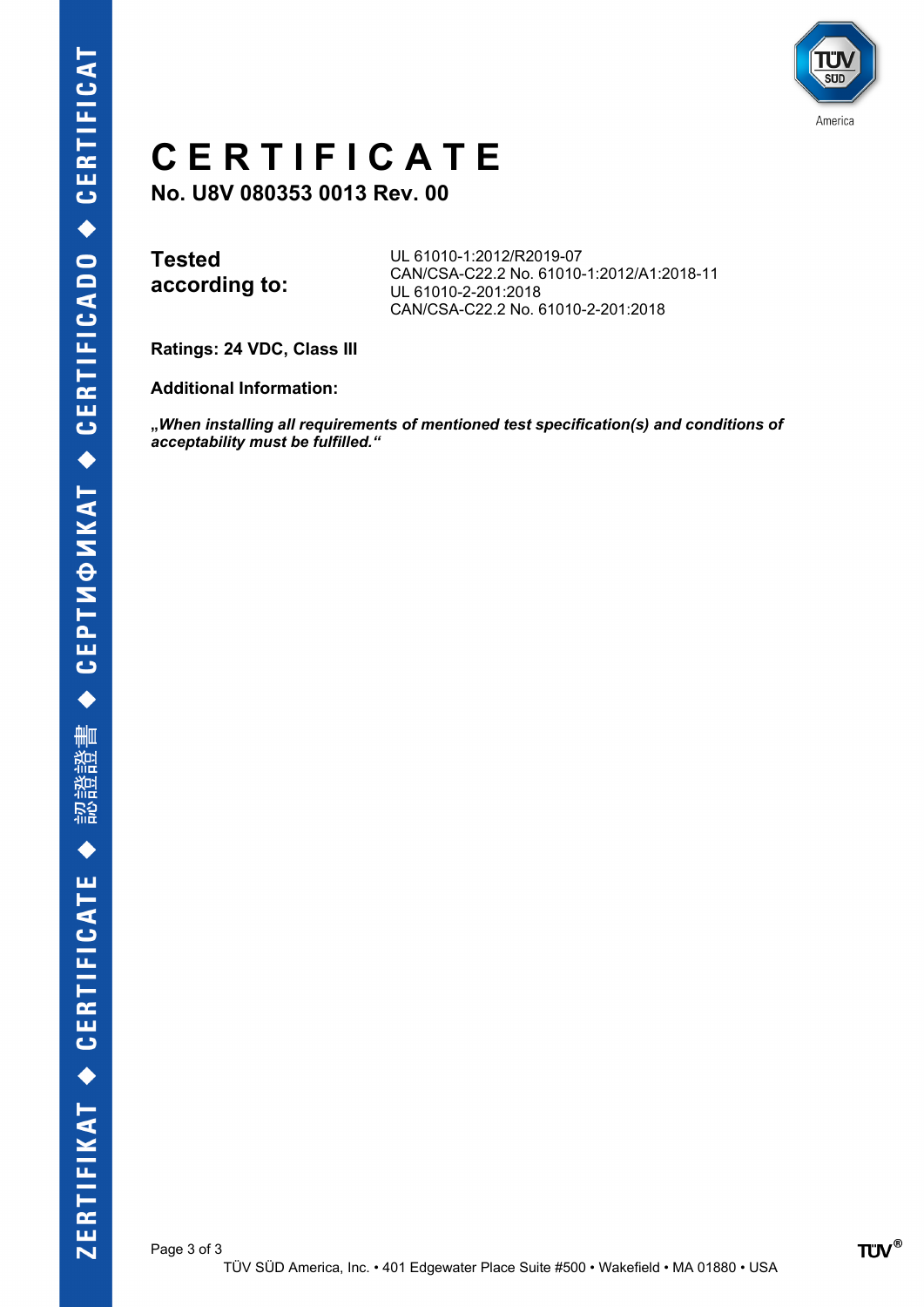# CERTIFICATE

**No. U8V 080353 0013 Rev. 00**

| | |
|---|---|
| **Tested according to:** | UL 61010-1:2012/R2019-07<br>CAN/CSA-C22.2 No. 61010-1:2012/A1:2018-11<br>UL 61010-2-201:2018<br>CAN/CSA-C22.2 No. 61010-2-201:2018 |

**Ratings: 24 VDC, Class III**

**Additional Information:**

***„When installing all requirements of mentioned test specification(s) and conditions of acceptability must be fulfilled.“***

TÜV SÜD America, Inc. • 401 Edgewater Place Suite #500 • Wakefield • MA 01880 • USA